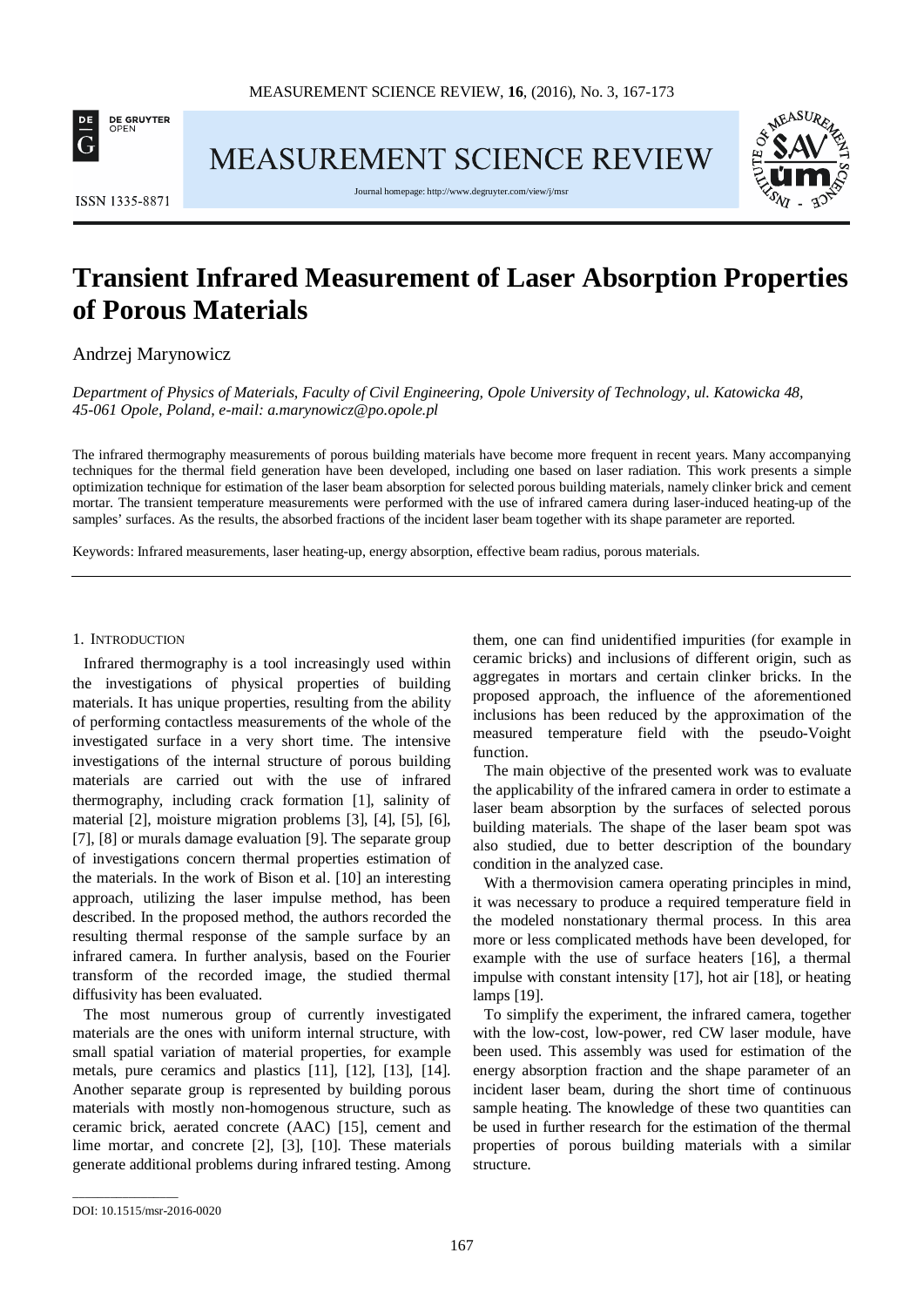# Transient Infrared Measurement of Laser Absorption Properties of Porous Materials

Andrzej Marynowicz

*Department of Physics of Materials, Faculty of Civil Engineering, Opole University of Technology, ul. Katowicka 48, 45-061 Opole, Poland, e-mail: a.marynowicz@po.opole.pl*

The infrared thermography measurements of porous building materials have become more frequent in recent years. Many accompanying techniques for the thermal field generation have been developed, including one based on laser radiation. This work presents a simple optimization technique for estimation of the laser beam absorption for selected porous building materials, namely clinker brick and cement mortar. The transient temperature measurements were performed with the use of infrared camera during laser-induced heating-up of the samples' surfaces. As the results, the absorbed fractions of the incident laser beam together with its shape parameter are reported.

Keywords: Infrared measurements, laser heating-up, energy absorption, effective beam radius, porous materials.

## 1. Introduction

Infrared thermography is a tool increasingly used within the investigations of physical properties of building materials. It has unique properties, resulting from the ability of performing contactless measurements of the whole of the investigated surface in a very short time. The intensive investigations of the internal structure of porous building materials are carried out with the use of infrared thermography, including crack formation [1], salinity of material [2], moisture migration problems [3], [4], [5], [6], [7], [8] or murals damage evaluation [9]. The separate group of investigations concern thermal properties estimation of the materials. In the work of Bison et al. [10] an interesting approach, utilizing the laser impulse method, has been described. In the proposed method, the authors recorded the resulting thermal response of the sample surface by an infrared camera. In further analysis, based on the Fourier transform of the recorded image, the studied thermal diffusivity has been evaluated.

The most numerous group of currently investigated materials are the ones with uniform internal structure, with small spatial variation of material properties, for example metals, pure ceramics and plastics [11], [12], [13], [14]. Another separate group is represented by building porous materials with mostly non-homogenous structure, such as ceramic brick, aerated concrete (AAC) [15], cement and lime mortar, and concrete [2], [3], [10]. These materials generate additional problems during infrared testing. Among them, one can find unidentified impurities (for example in ceramic bricks) and inclusions of different origin, such as aggregates in mortars and certain clinker bricks. In the proposed approach, the influence of the aforementioned inclusions has been reduced by the approximation of the measured temperature field with the pseudo-Voight function.

The main objective of the presented work was to evaluate the applicability of the infrared camera in order to estimate a laser beam absorption by the surfaces of selected porous building materials. The shape of the laser beam spot was also studied, due to better description of the boundary condition in the analyzed case.

With a thermovision camera operating principles in mind, it was necessary to produce a required temperature field in the modeled nonstationary thermal process. In this area more or less complicated methods have been developed, for example with the use of surface heaters [16], a thermal impulse with constant intensity [17], hot air [18], or heating lamps [19].

To simplify the experiment, the infrared camera, together with the low-cost, low-power, red CW laser module, have been used. This assembly was used for estimation of the energy absorption fraction and the shape parameter of an incident laser beam, during the short time of continuous sample heating. The knowledge of these two quantities can be used in further research for the estimation of the thermal properties of porous building materials with a similar structure.

DOI: 10.1515/msr-2016-0020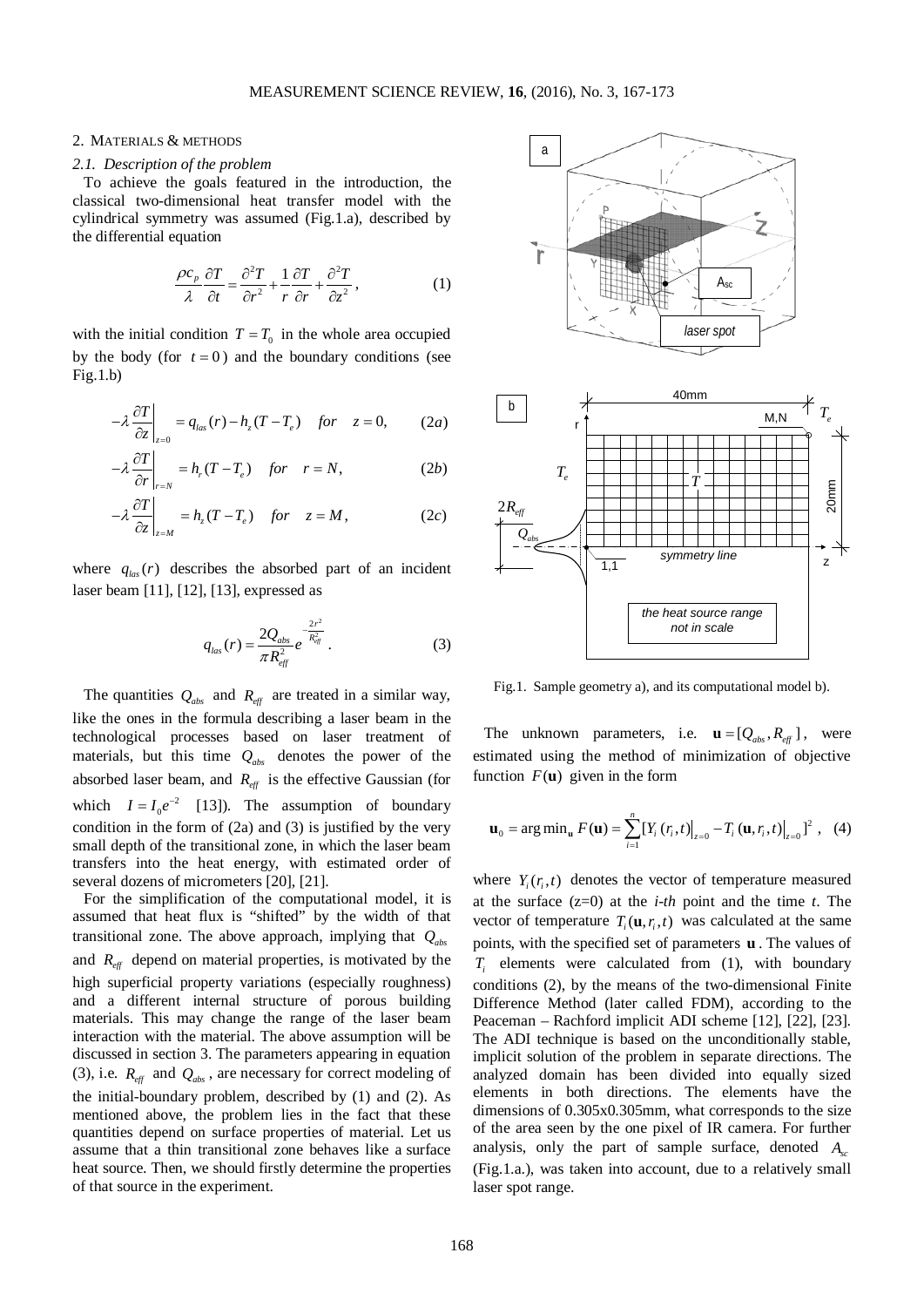## 2. Materials & methods

### 2.1. Description of the problem

To achieve the goals featured in the introduction, the classical two-dimensional heat transfer model with the cylindrical symmetry was assumed (Fig.1.a), described by the differential equation

$$\frac{\rho c_p}{\lambda}\frac{\partial T}{\partial t} = \frac{\partial^2 T}{\partial r^2} + \frac{1}{r}\frac{\partial T}{\partial r} + \frac{\partial^2 T}{\partial z^2}, \tag{1}$$

with the initial condition $T = T_0$ in the whole area occupied by the body (for $t = 0$) and the boundary conditions (see Fig.1.b)

$$-\lambda \left.\frac{\partial T}{\partial z}\right|_{z=0} = q_{las}(r) - h_z(T - T_e) \quad for \quad z = 0, \tag{2a}$$

$$-\lambda \left.\frac{\partial T}{\partial r}\right|_{r=N} = h_r(T - T_e) \quad for \quad r = N, \tag{2b}$$

$$-\lambda \left.\frac{\partial T}{\partial z}\right|_{z=M} = h_z(T - T_e) \quad for \quad z = M, \tag{2c}$$

where $q_{las}(r)$ describes the absorbed part of an incident laser beam [11], [12], [13], expressed as

$$q_{las}(r) = \frac{2Q_{abs}}{\pi R_{eff}^2} e^{-\frac{2r^2}{R_{eff}^2}}. \tag{3}$$

The quantities $Q_{abs}$ and $R_{eff}$ are treated in a similar way, like the ones in the formula describing a laser beam in the technological processes based on laser treatment of materials, but this time $Q_{abs}$ denotes the power of the absorbed laser beam, and $R_{eff}$ is the effective Gaussian (for which $I = I_0 e^{-2}$ [13]). The assumption of boundary condition in the form of (2a) and (3) is justified by the very small depth of the transitional zone, in which the laser beam transfers into the heat energy, with estimated order of several dozens of micrometers [20], [21].

For the simplification of the computational model, it is assumed that heat flux is "shifted" by the width of that transitional zone. The above approach, implying that $Q_{abs}$ and $R_{eff}$ depend on material properties, is motivated by the high superficial property variations (especially roughness) and a different internal structure of porous building materials. This may change the range of the laser beam interaction with the material. The above assumption will be discussed in section 3. The parameters appearing in equation (3), i.e. $R_{eff}$ and $Q_{abs}$, are necessary for correct modeling of the initial-boundary problem, described by (1) and (2). As mentioned above, the problem lies in the fact that these quantities depend on surface properties of material. Let us assume that a thin transitional zone behaves like a surface heat source. Then, we should firstly determine the properties of that source in the experiment.

Fig.1. Sample geometry a), and its computational model b).

The unknown parameters, i.e. $\mathbf{u} = [Q_{abs}, R_{eff}]$, were estimated using the method of minimization of objective function $F(\mathbf{u})$ given in the form

$$\mathbf{u}_0 = \arg\min_{\mathbf{u}} F(\mathbf{u}) = \sum_{i=1}^{n} [Y_i(r_i, t)|_{z=0} - T_i(\mathbf{u}, r_i, t)|_{z=0}]^2, \tag{4}$$

where $Y_i(r_i, t)$ denotes the vector of temperature measured at the surface (z=0) at the *i-th* point and the time *t*. The vector of temperature $T_i(\mathbf{u}, r_i, t)$ was calculated at the same points, with the specified set of parameters $\mathbf{u}$. The values of $T_i$ elements were calculated from (1), with boundary conditions (2), by the means of the two-dimensional Finite Difference Method (later called FDM), according to the Peaceman – Rachford implicit ADI scheme [12], [22], [23]. The ADI technique is based on the unconditionally stable, implicit solution of the problem in separate directions. The analyzed domain has been divided into equally sized elements in both directions. The elements have the dimensions of 0.305x0.305mm, what corresponds to the size of the area seen by the one pixel of IR camera. For further analysis, only the part of sample surface, denoted $A_{sc}$ (Fig.1.a.), was taken into account, due to a relatively small laser spot range.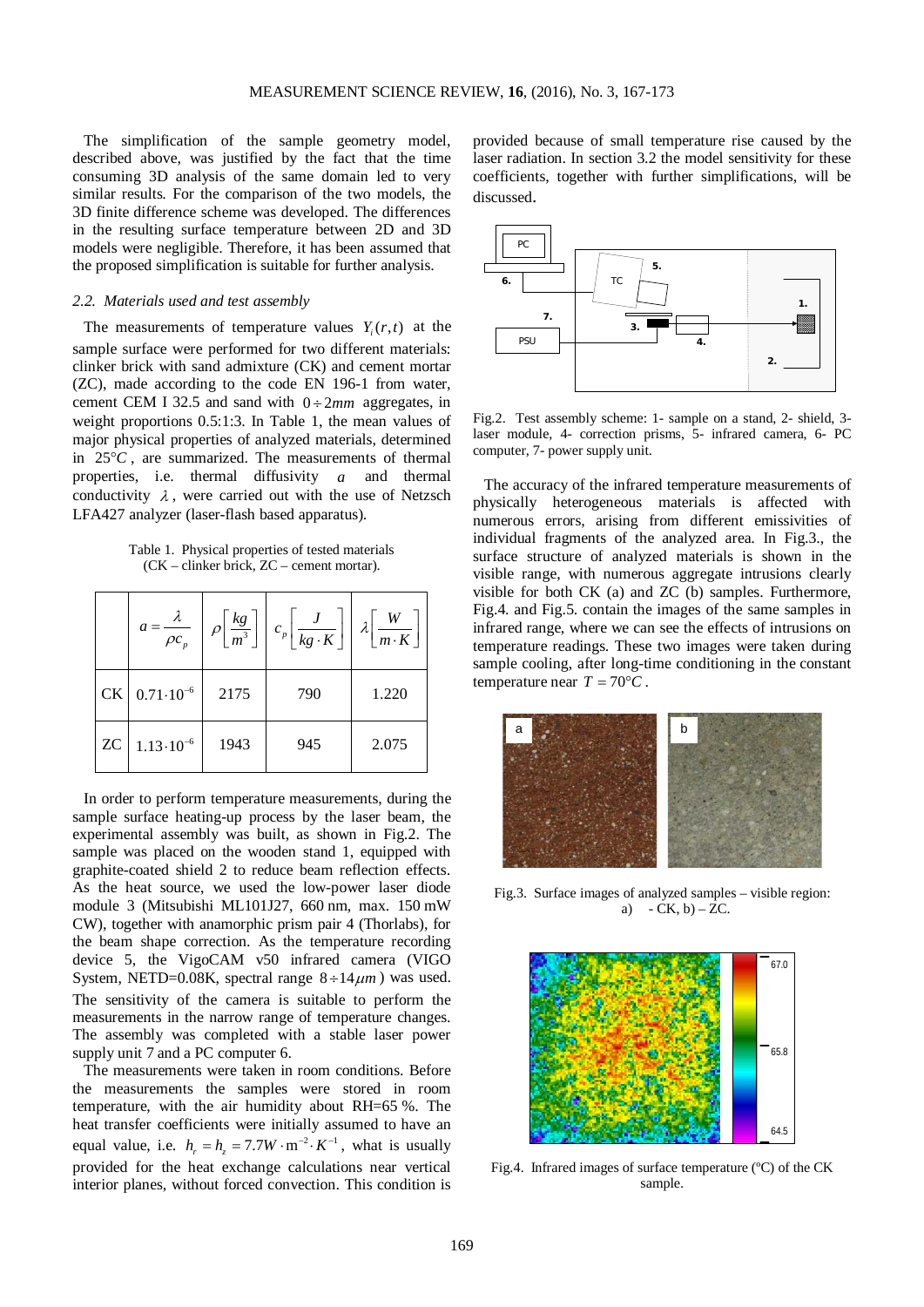The simplification of the sample geometry model, described above, was justified by the fact that the time consuming 3D analysis of the same domain led to very similar results. For the comparison of the two models, the 3D finite difference scheme was developed. The differences in the resulting surface temperature between 2D and 3D models were negligible. Therefore, it has been assumed that the proposed simplification is suitable for further analysis.

### *2.2. Materials used and test assembly*

The measurements of temperature values $Y_i(r,t)$ at the sample surface were performed for two different materials: clinker brick with sand admixture (CK) and cement mortar (ZC), made according to the code EN 196-1 from water, cement CEM I 32.5 and sand with $0 \div 2mm$ aggregates, in weight proportions 0.5:1:3. In Table 1, the mean values of major physical properties of analyzed materials, determined in $25°C$, are summarized. The measurements of thermal properties, i.e. thermal diffusivity $a$ and thermal conductivity $\lambda$, were carried out with the use of Netzsch LFA427 analyzer (laser-flash based apparatus).

Table 1. Physical properties of tested materials (CK – clinker brick, ZC – cement mortar).

| | $a = \dfrac{\lambda}{\rho c_p}$ | $\rho \left[\dfrac{kg}{m^3}\right]$ | $c_p \left[\dfrac{J}{kg \cdot K}\right]$ | $\lambda \left[\dfrac{W}{m \cdot K}\right]$ |
|---|---|---|---|---|
| CK | $0.71 \cdot 10^{-6}$ | 2175 | 790 | 1.220 |
| ZC | $1.13 \cdot 10^{-6}$ | 1943 | 945 | 2.075 |

In order to perform temperature measurements, during the sample surface heating-up process by the laser beam, the experimental assembly was built, as shown in Fig.2. The sample was placed on the wooden stand 1, equipped with graphite-coated shield 2 to reduce beam reflection effects. As the heat source, we used the low-power laser diode module 3 (Mitsubishi ML101J27, 660 nm, max. 150 mW CW), together with anamorphic prism pair 4 (Thorlabs), for the beam shape correction. As the temperature recording device 5, the VigoCAM v50 infrared camera (VIGO System, NETD=0.08K, spectral range $8 \div 14\mu m$) was used. The sensitivity of the camera is suitable to perform the measurements in the narrow range of temperature changes. The assembly was completed with a stable laser power supply unit 7 and a PC computer 6.

The measurements were taken in room conditions. Before the measurements the samples were stored in room temperature, with the air humidity about RH=65 %. The heat transfer coefficients were initially assumed to have an equal value, i.e. $h_r = h_z = 7.7 W \cdot m^{-2} \cdot K^{-1}$, what is usually provided for the heat exchange calculations near vertical interior planes, without forced convection. This condition is provided because of small temperature rise caused by the laser radiation. In section 3.2 the model sensitivity for these coefficients, together with further simplifications, will be discussed.

Fig.2. Test assembly scheme: 1- sample on a stand, 2- shield, 3- laser module, 4- correction prisms, 5- infrared camera, 6- PC computer, 7- power supply unit.

The accuracy of the infrared temperature measurements of physically heterogeneous materials is affected with numerous errors, arising from different emissivities of individual fragments of the analyzed area. In Fig.3., the surface structure of analyzed materials is shown in the visible range, with numerous aggregate intrusions clearly visible for both CK (a) and ZC (b) samples. Furthermore, Fig.4. and Fig.5. contain the images of the same samples in infrared range, where we can see the effects of intrusions on temperature readings. These two images were taken during sample cooling, after long-time conditioning in the constant temperature near $T = 70°C$.

Fig.3. Surface images of analyzed samples – visible region: a) - CK, b) – ZC.

Fig.4. Infrared images of surface temperature (ºC) of the CK sample.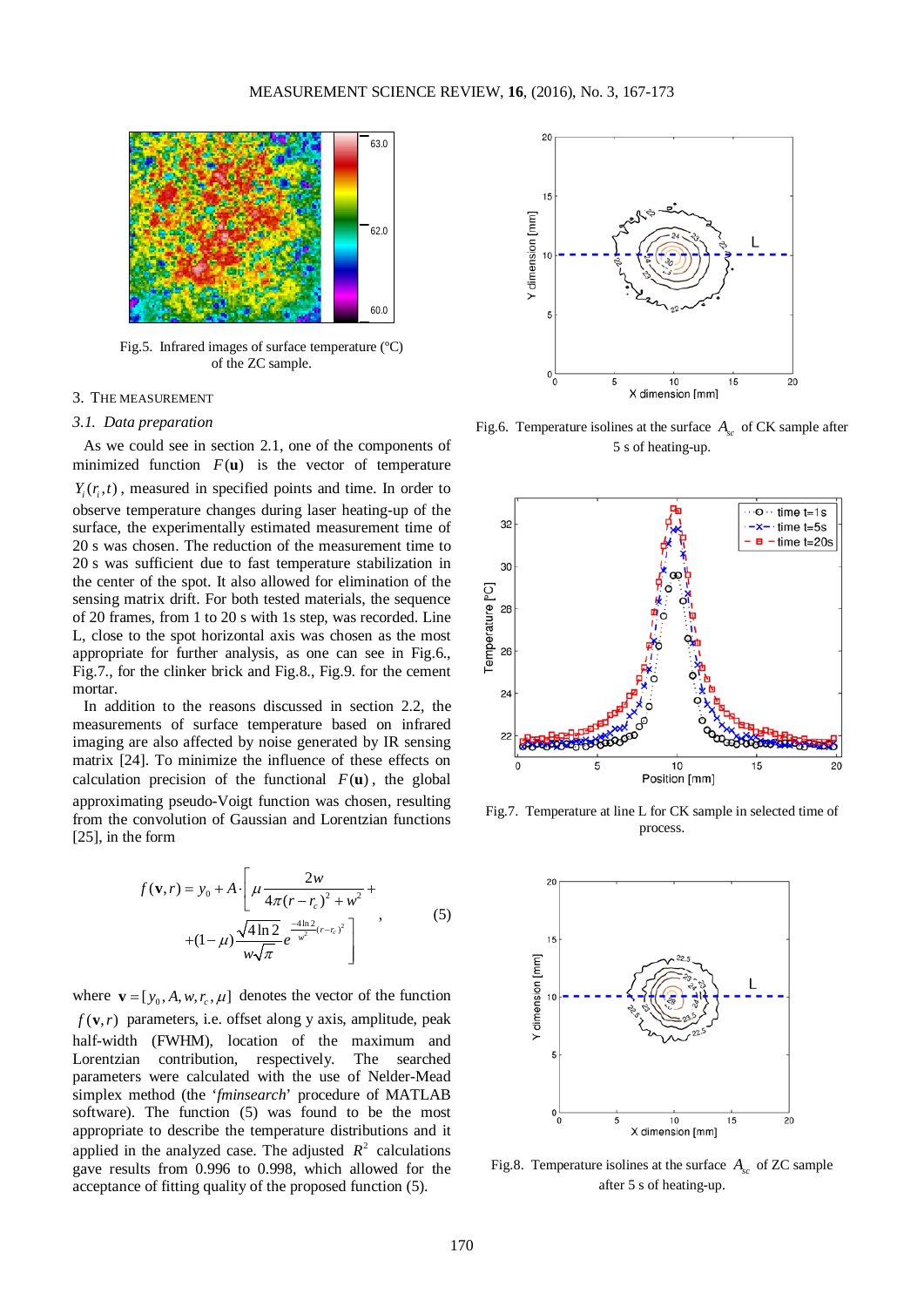Fig.5. Infrared images of surface temperature (°C) of the ZC sample.

## 3. The measurement

### 3.1. Data preparation

As we could see in section 2.1, one of the components of minimized function $F(\mathbf{u})$ is the vector of temperature $Y_i(r_i, t)$, measured in specified points and time. In order to observe temperature changes during laser heating-up of the surface, the experimentally estimated measurement time of 20 s was chosen. The reduction of the measurement time to 20 s was sufficient due to fast temperature stabilization in the center of the spot. It also allowed for elimination of the sensing matrix drift. For both tested materials, the sequence of 20 frames, from 1 to 20 s with 1s step, was recorded. Line L, close to the spot horizontal axis was chosen as the most appropriate for further analysis, as one can see in Fig.6., Fig.7., for the clinker brick and Fig.8., Fig.9. for the cement mortar.

In addition to the reasons discussed in section 2.2, the measurements of surface temperature based on infrared imaging are also affected by noise generated by IR sensing matrix [24]. To minimize the influence of these effects on calculation precision of the functional $F(\mathbf{u})$, the global approximating pseudo-Voigt function was chosen, resulting from the convolution of Gaussian and Lorentzian functions [25], in the form

$$f(\mathbf{v}, r) = y_0 + A \cdot \left[ \mu \frac{2w}{4\pi(r - r_c)^2 + w^2} + (1-\mu)\frac{\sqrt{4\ln 2}}{w\sqrt{\pi}} e^{\frac{-4\ln 2}{w^2}(r-r_c)^2} \right], \tag{5}$$

where $\mathbf{v} = [y_0, A, w, r_c, \mu]$ denotes the vector of the function $f(\mathbf{v}, r)$ parameters, i.e. offset along y axis, amplitude, peak half-width (FWHM), location of the maximum and Lorentzian contribution, respectively. The searched parameters were calculated with the use of Nelder-Mead simplex method (the '*fminsearch*' procedure of MATLAB software). The function (5) was found to be the most appropriate to describe the temperature distributions and it applied in the analyzed case. The adjusted $R^2$ calculations gave results from 0.996 to 0.998, which allowed for the acceptance of fitting quality of the proposed function (5).

Fig.6. Temperature isolines at the surface $A_{sc}$ of CK sample after 5 s of heating-up.

Fig.7. Temperature at line L for CK sample in selected time of process.

Fig.8. Temperature isolines at the surface $A_{sc}$ of ZC sample after 5 s of heating-up.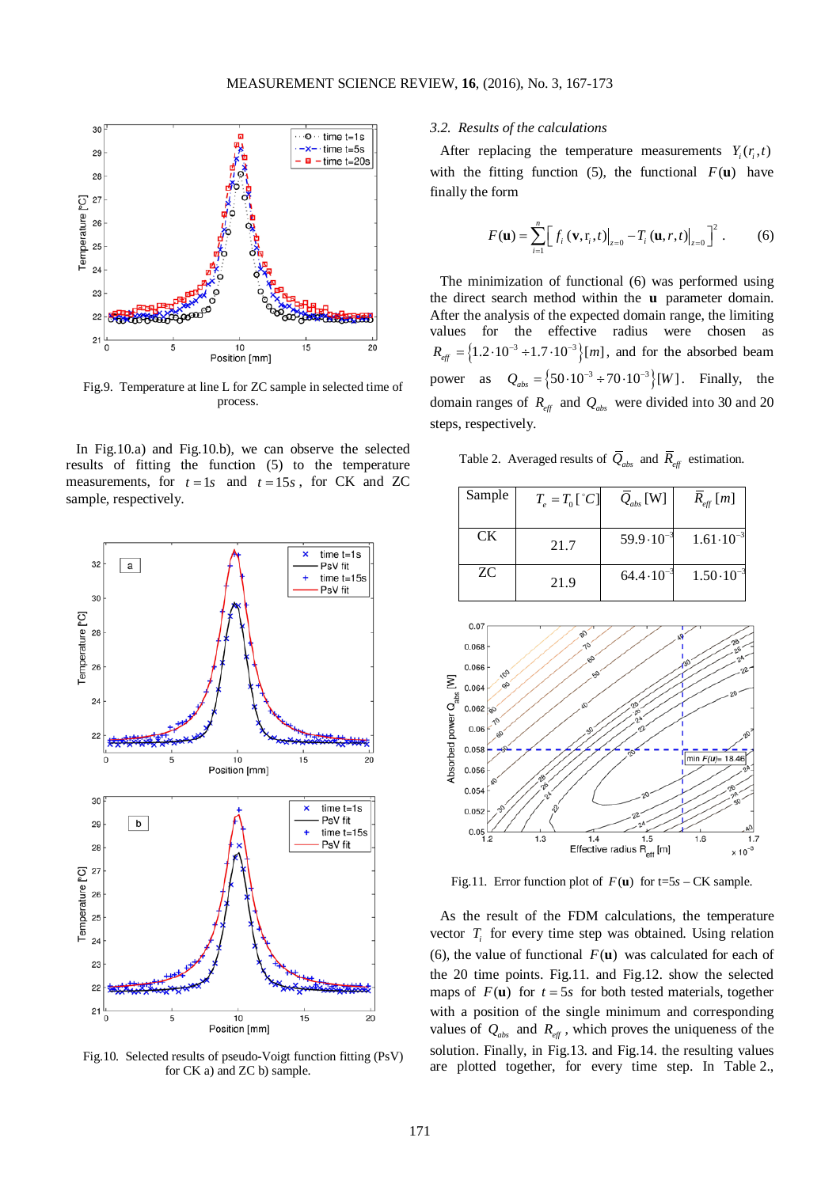Fig.9. Temperature at line L for ZC sample in selected time of process.

In Fig.10.a) and Fig.10.b), we can observe the selected results of fitting the function (5) to the temperature measurements, for $t = 1s$ and $t = 15s$, for CK and ZC sample, respectively.

Fig.10. Selected results of pseudo-Voigt function fitting (PsV) for CK a) and ZC b) sample.

### 3.2. *Results of the calculations*

After replacing the temperature measurements $Y_i(r_i, t)$ with the fitting function (5), the functional $F(\mathbf{u})$ have finally the form

$$F(\mathbf{u}) = \sum_{i=1}^{n} \left[ f_i(\mathbf{v}, r_i, t)\big|_{z=0} - T_i(\mathbf{u}, r, t)\big|_{z=0} \right]^2 . \qquad (6)$$

The minimization of functional (6) was performed using the direct search method within the $\mathbf{u}$ parameter domain. After the analysis of the expected domain range, the limiting values for the effective radius were chosen as $R_{eff} = \{1.2\cdot10^{-3} \div 1.7\cdot10^{-3}\}[m]$, and for the absorbed beam power as $Q_{abs} = \{50\cdot10^{-3} \div 70\cdot10^{-3}\}[W]$. Finally, the domain ranges of $R_{eff}$ and $Q_{abs}$ were divided into 30 and 20 steps, respectively.

Table 2. Averaged results of $\bar{Q}_{abs}$ and $\bar{R}_{eff}$ estimation.

| Sample | $T_e = T_0 [^\circ C]$ | $\bar{Q}_{abs}$ [W] | $\bar{R}_{eff}$ [m] |
|---|---|---|---|
| CK | 21.7 | $59.9\cdot10^{-3}$ | $1.61\cdot10^{-3}$ |
| ZC | 21.9 | $64.4\cdot10^{-3}$ | $1.50\cdot10^{-3}$ |

Fig.11. Error function plot of $F(\mathbf{u})$ for t=5s – CK sample.

As the result of the FDM calculations, the temperature vector $T_i$ for every time step was obtained. Using relation (6), the value of functional $F(\mathbf{u})$ was calculated for each of the 20 time points. Fig.11. and Fig.12. show the selected maps of $F(\mathbf{u})$ for $t = 5s$ for both tested materials, together with a position of the single minimum and corresponding values of $Q_{abs}$ and $R_{eff}$, which proves the uniqueness of the solution. Finally, in Fig.13. and Fig.14. the resulting values are plotted together, for every time step. In Table 2.,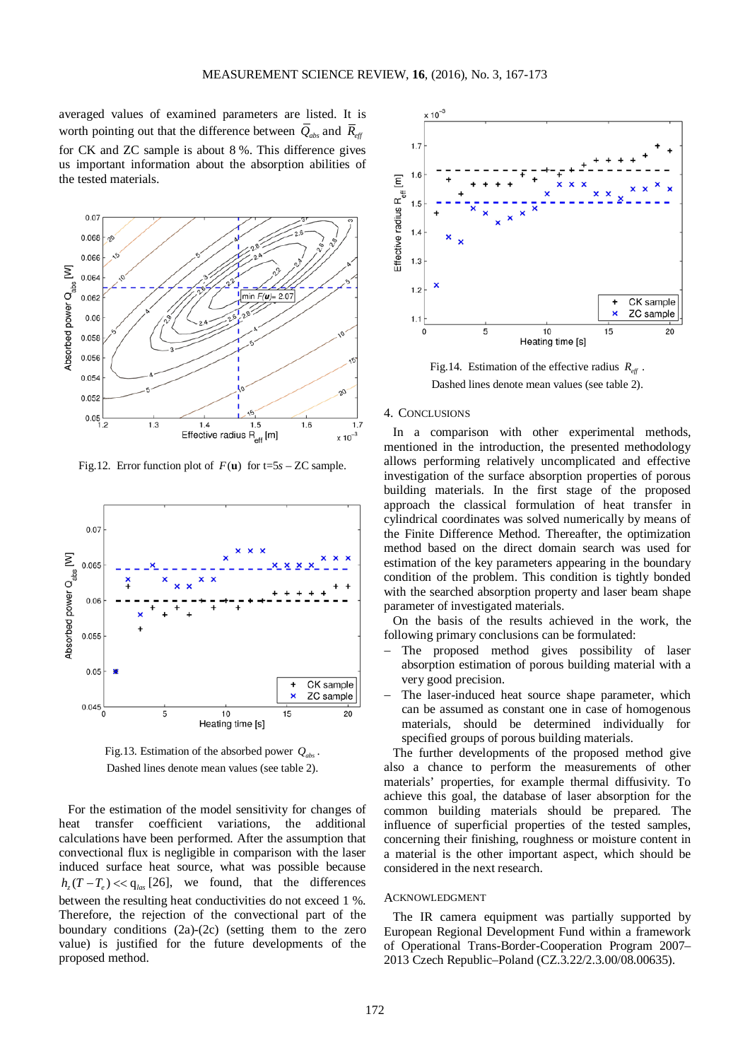averaged values of examined parameters are listed. It is worth pointing out that the difference between $\bar{Q}_{abs}$ and $\bar{R}_{eff}$ for CK and ZC sample is about 8 %. This difference gives us important information about the absorption abilities of the tested materials.

Fig.12. Error function plot of $F(\mathbf{u})$ for t=5s – ZC sample.

Fig.13. Estimation of the absorbed power $Q_{abs}$. Dashed lines denote mean values (see table 2).

For the estimation of the model sensitivity for changes of heat transfer coefficient variations, the additional calculations have been performed. After the assumption that convectional flux is negligible in comparison with the laser induced surface heat source, what was possible because $h_z(T - T_e) << q_{las}$ [26], we found, that the differences between the resulting heat conductivities do not exceed 1 %. Therefore, the rejection of the convectional part of the boundary conditions (2a)-(2c) (setting them to the zero value) is justified for the future developments of the proposed method.

Fig.14. Estimation of the effective radius $R_{eff}$. Dashed lines denote mean values (see table 2).

## 4. Conclusions

In a comparison with other experimental methods, mentioned in the introduction, the presented methodology allows performing relatively uncomplicated and effective investigation of the surface absorption properties of porous building materials. In the first stage of the proposed approach the classical formulation of heat transfer in cylindrical coordinates was solved numerically by means of the Finite Difference Method. Thereafter, the optimization method based on the direct domain search was used for estimation of the key parameters appearing in the boundary condition of the problem. This condition is tightly bonded with the searched absorption property and laser beam shape parameter of investigated materials.

On the basis of the results achieved in the work, the following primary conclusions can be formulated:

- The proposed method gives possibility of laser absorption estimation of porous building material with a very good precision.
- The laser-induced heat source shape parameter, which can be assumed as constant one in case of homogenous materials, should be determined individually for specified groups of porous building materials.

The further developments of the proposed method give also a chance to perform the measurements of other materials' properties, for example thermal diffusivity. To achieve this goal, the database of laser absorption for the common building materials should be prepared. The influence of superficial properties of the tested samples, concerning their finishing, roughness or moisture content in a material is the other important aspect, which should be considered in the next research.

## Acknowledgement

The IR camera equipment was partially supported by European Regional Development Fund within a framework of Operational Trans-Border-Cooperation Program 2007–2013 Czech Republic–Poland (CZ.3.22/2.3.00/08.00635).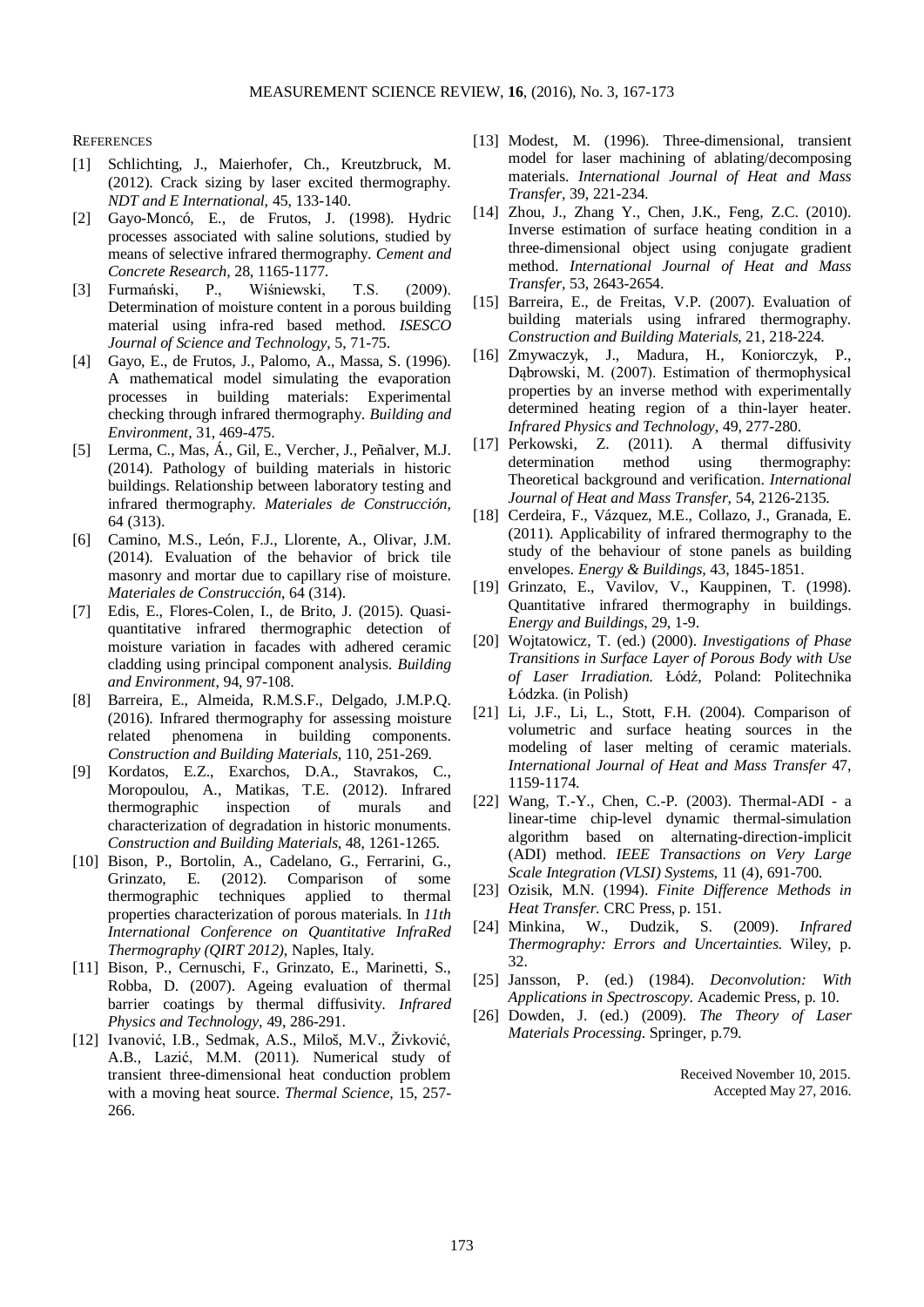## References

[1] Schlichting, J., Maierhofer, Ch., Kreutzbruck, M. (2012). Crack sizing by laser excited thermography. *NDT and E International*, 45, 133-140.

[2] Gayo-Moncó, E., de Frutos, J. (1998). Hydric processes associated with saline solutions, studied by means of selective infrared thermography. *Cement and Concrete Research*, 28, 1165-1177.

[3] Furmański, P., Wiśniewski, T.S. (2009). Determination of moisture content in a porous building material using infra-red based method. *ISESCO Journal of Science and Technology*, 5, 71-75.

[4] Gayo, E., de Frutos, J., Palomo, A., Massa, S. (1996). A mathematical model simulating the evaporation processes in building materials: Experimental checking through infrared thermography. *Building and Environment*, 31, 469-475.

[5] Lerma, C., Mas, Á., Gil, E., Vercher, J., Peñalver, M.J. (2014). Pathology of building materials in historic buildings. Relationship between laboratory testing and infrared thermography. *Materiales de Construcción*, 64 (313).

[6] Camino, M.S., León, F.J., Llorente, A., Olivar, J.M. (2014). Evaluation of the behavior of brick tile masonry and mortar due to capillary rise of moisture. *Materiales de Construcción*, 64 (314).

[7] Edis, E., Flores-Colen, I., de Brito, J. (2015). Quasi-quantitative infrared thermographic detection of moisture variation in facades with adhered ceramic cladding using principal component analysis. *Building and Environment*, 94, 97-108.

[8] Barreira, E., Almeida, R.M.S.F., Delgado, J.M.P.Q. (2016). Infrared thermography for assessing moisture related phenomena in building components. *Construction and Building Materials*, 110, 251-269.

[9] Kordatos, E.Z., Exarchos, D.A., Stavrakos, C., Moropoulou, A., Matikas, T.E. (2012). Infrared thermographic inspection of murals and characterization of degradation in historic monuments. *Construction and Building Materials*, 48, 1261-1265.

[10] Bison, P., Bortolin, A., Cadelano, G., Ferrarini, G., Grinzato, E. (2012). Comparison of some thermographic techniques applied to thermal properties characterization of porous materials. In *11th International Conference on Quantitative InfraRed Thermography (QIRT 2012)*, Naples, Italy.

[11] Bison, P., Cernuschi, F., Grinzato, E., Marinetti, S., Robba, D. (2007). Ageing evaluation of thermal barrier coatings by thermal diffusivity. *Infrared Physics and Technology*, 49, 286-291.

[12] Ivanović, I.B., Sedmak, A.S., Miloš, M.V., Živković, A.B., Lazić, M.M. (2011). Numerical study of transient three-dimensional heat conduction problem with a moving heat source. *Thermal Science*, 15, 257-266.

[13] Modest, M. (1996). Three-dimensional, transient model for laser machining of ablating/decomposing materials. *International Journal of Heat and Mass Transfer*, 39, 221-234.

[14] Zhou, J., Zhang Y., Chen, J.K., Feng, Z.C. (2010). Inverse estimation of surface heating condition in a three-dimensional object using conjugate gradient method. *International Journal of Heat and Mass Transfer*, 53, 2643-2654.

[15] Barreira, E., de Freitas, V.P. (2007). Evaluation of building materials using infrared thermography. *Construction and Building Materials*, 21, 218-224.

[16] Zmywaczyk, J., Madura, H., Koniorczyk, P., Dąbrowski, M. (2007). Estimation of thermophysical properties by an inverse method with experimentally determined heating region of a thin-layer heater. *Infrared Physics and Technology*, 49, 277-280.

[17] Perkowski, Z. (2011). A thermal diffusivity determination method using thermography: Theoretical background and verification. *International Journal of Heat and Mass Transfer*, 54, 2126-2135.

[18] Cerdeira, F., Vázquez, M.E., Collazo, J., Granada, E. (2011). Applicability of infrared thermography to the study of the behaviour of stone panels as building envelopes. *Energy & Buildings*, 43, 1845-1851.

[19] Grinzato, E., Vavilov, V., Kauppinen, T. (1998). Quantitative infrared thermography in buildings. *Energy and Buildings*, 29, 1-9.

[20] Wojtatowicz, T. (ed.) (2000). *Investigations of Phase Transitions in Surface Layer of Porous Body with Use of Laser Irradiation.* Łódź, Poland: Politechnika Łódzka. (in Polish)

[21] Li, J.F., Li, L., Stott, F.H. (2004). Comparison of volumetric and surface heating sources in the modeling of laser melting of ceramic materials. *International Journal of Heat and Mass Transfer* 47, 1159-1174.

[22] Wang, T.-Y., Chen, C.-P. (2003). Thermal-ADI - a linear-time chip-level dynamic thermal-simulation algorithm based on alternating-direction-implicit (ADI) method. *IEEE Transactions on Very Large Scale Integration (VLSI) Systems*, 11 (4), 691-700.

[23] Ozisik, M.N. (1994). *Finite Difference Methods in Heat Transfer.* CRC Press, p. 151.

[24] Minkina, W., Dudzik, S. (2009). *Infrared Thermography: Errors and Uncertainties.* Wiley, p. 32.

[25] Jansson, P. (ed.) (1984). *Deconvolution: With Applications in Spectroscopy*. Academic Press, p. 10.

[26] Dowden, J. (ed.) (2009). *The Theory of Laser Materials Processing*. Springer, p.79.

Received November 10, 2015.
Accepted May 27, 2016.